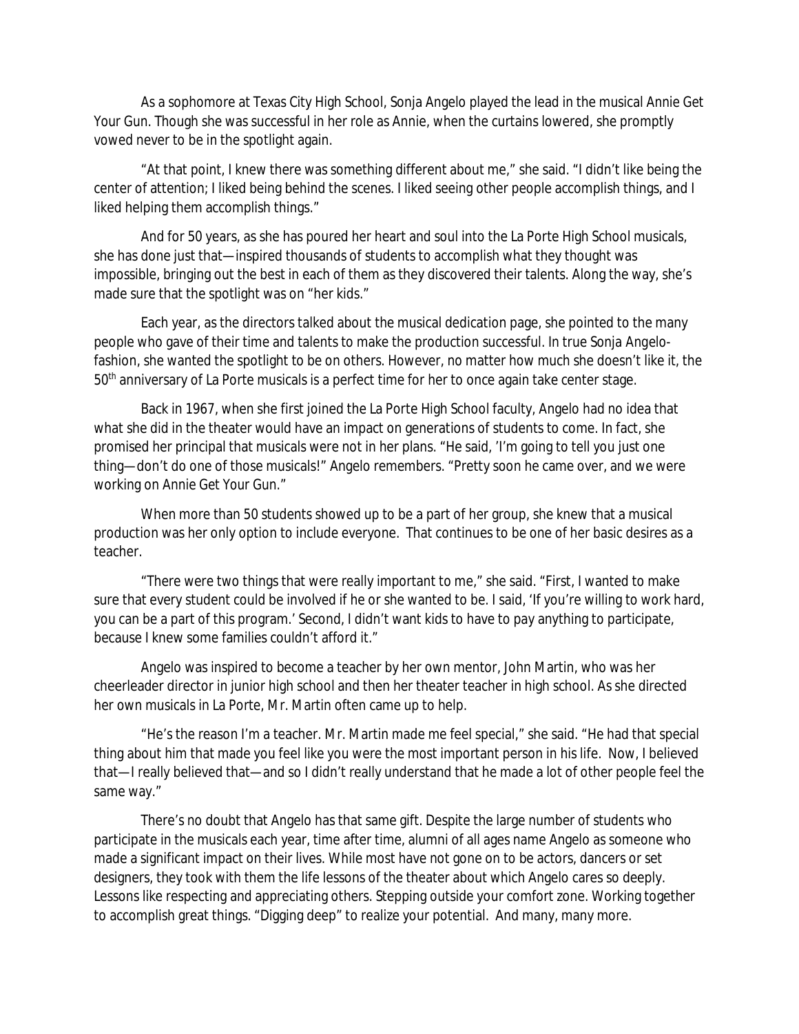As a sophomore at Texas City High School, Sonja Angelo played the lead in the musical Annie Get Your Gun. Though she was successful in her role as Annie, when the curtains lowered, she promptly vowed never to be in the spotlight again.

"At that point, I knew there was something different about me," she said. "I didn't like being the center of attention; I liked being behind the scenes. I liked seeing other people accomplish things, and I liked helping them accomplish things."

And for 50 years, as she has poured her heart and soul into the La Porte High School musicals, she has done just that—inspired thousands of students to accomplish what they thought was impossible, bringing out the best in each of them as they discovered their talents. Along the way, she's made sure that the spotlight was on "her kids."

Each year, as the directors talked about the musical dedication page, she pointed to the many people who gave of their time and talents to make the production successful. In true Sonja Angelo-fashion, she wanted the spotlight to be on others. However, no matter how much she doesn't like it, the 50th anniversary of La Porte musicals is a perfect time for her to once again take center stage.

Back in 1967, when she first joined the La Porte High School faculty, Angelo had no idea that what she did in the theater would have an impact on generations of students to come. In fact, she promised her principal that musicals were not in her plans. "He said, 'I'm going to tell you just one thing—don't do one of those musicals!" Angelo remembers. "Pretty soon he came over, and we were working on Annie Get Your Gun."

When more than 50 students showed up to be a part of her group, she knew that a musical production was her only option to include everyone. That continues to be one of her basic desires as a teacher.

"There were two things that were really important to me," she said. "First, I wanted to make sure that every student could be involved if he or she wanted to be. I said, 'If you're willing to work hard, you can be a part of this program.' Second, I didn't want kids to have to pay anything to participate, because I knew some families couldn't afford it."

Angelo was inspired to become a teacher by her own mentor, John Martin, who was her cheerleader director in junior high school and then her theater teacher in high school. As she directed her own musicals in La Porte, Mr. Martin often came up to help.

"He's the reason I'm a teacher. Mr. Martin made me feel special," she said. "He had that special thing about him that made you feel like you were the most important person in his life. Now, I believed that—I really believed that—and so I didn't really understand that he made a lot of other people feel the same way."

There's no doubt that Angelo has that same gift. Despite the large number of students who participate in the musicals each year, time after time, alumni of all ages name Angelo as someone who made a significant impact on their lives. While most have not gone on to be actors, dancers or set designers, they took with them the life lessons of the theater about which Angelo cares so deeply. Lessons like respecting and appreciating others. Stepping outside your comfort zone. Working together to accomplish great things. "Digging deep" to realize your potential. And many, many more.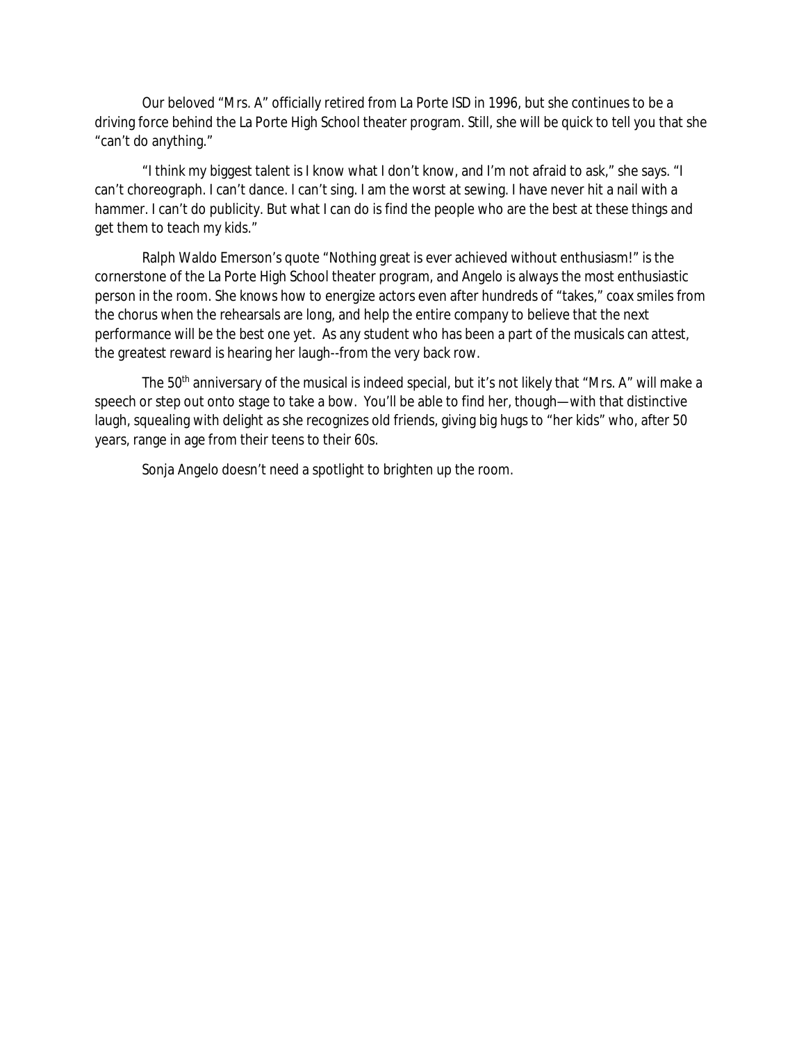Our beloved "Mrs. A" officially retired from La Porte ISD in 1996, but she continues to be a driving force behind the La Porte High School theater program. Still, she will be quick to tell you that she "can't do anything."

"I think my biggest talent is I know what I don't know, and I'm not afraid to ask," she says. "I can't choreograph. I can't dance. I can't sing. I am the worst at sewing. I have never hit a nail with a hammer. I can't do publicity. But what I can do is find the people who are the best at these things and get them to teach my kids."

Ralph Waldo Emerson's quote "Nothing great is ever achieved without enthusiasm!" is the cornerstone of the La Porte High School theater program, and Angelo is always the most enthusiastic person in the room. She knows how to energize actors even after hundreds of "takes," coax smiles from the chorus when the rehearsals are long, and help the entire company to believe that the next performance will be the best one yet. As any student who has been a part of the musicals can attest, the greatest reward is hearing her laugh--from the very back row.

The 50th anniversary of the musical is indeed special, but it's not likely that "Mrs. A" will make a speech or step out onto stage to take a bow. You'll be able to find her, though—with that distinctive laugh, squealing with delight as she recognizes old friends, giving big hugs to "her kids" who, after 50 years, range in age from their teens to their 60s.

Sonja Angelo doesn't need a spotlight to brighten up the room.